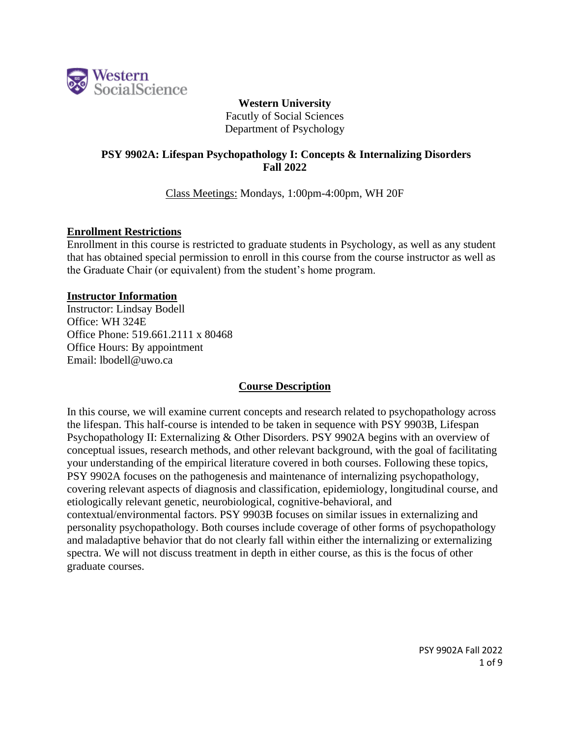**Western University**
Faculty of Social Sciences
Department of Psychology

# PSY 9902A: Lifespan Psychopathology I: Concepts & Internalizing Disorders
## Fall 2022

Class Meetings: Mondays, 1:00pm-4:00pm, WH 20F

## Enrollment Restrictions

Enrollment in this course is restricted to graduate students in Psychology, as well as any student that has obtained special permission to enroll in this course from the course instructor as well as the Graduate Chair (or equivalent) from the student's home program.

## Instructor Information

Instructor: Lindsay Bodell
Office: WH 324E
Office Phone: 519.661.2111 x 80468
Office Hours: By appointment
Email: lbodell@uwo.ca

## Course Description

In this course, we will examine current concepts and research related to psychopathology across the lifespan. This half-course is intended to be taken in sequence with PSY 9903B, Lifespan Psychopathology II: Externalizing & Other Disorders. PSY 9902A begins with an overview of conceptual issues, research methods, and other relevant background, with the goal of facilitating your understanding of the empirical literature covered in both courses. Following these topics, PSY 9902A focuses on the pathogenesis and maintenance of internalizing psychopathology, covering relevant aspects of diagnosis and classification, epidemiology, longitudinal course, and etiologically relevant genetic, neurobiological, cognitive-behavioral, and contextual/environmental factors. PSY 9903B focuses on similar issues in externalizing and personality psychopathology. Both courses include coverage of other forms of psychopathology and maladaptive behavior that do not clearly fall within either the internalizing or externalizing spectra. We will not discuss treatment in depth in either course, as this is the focus of other graduate courses.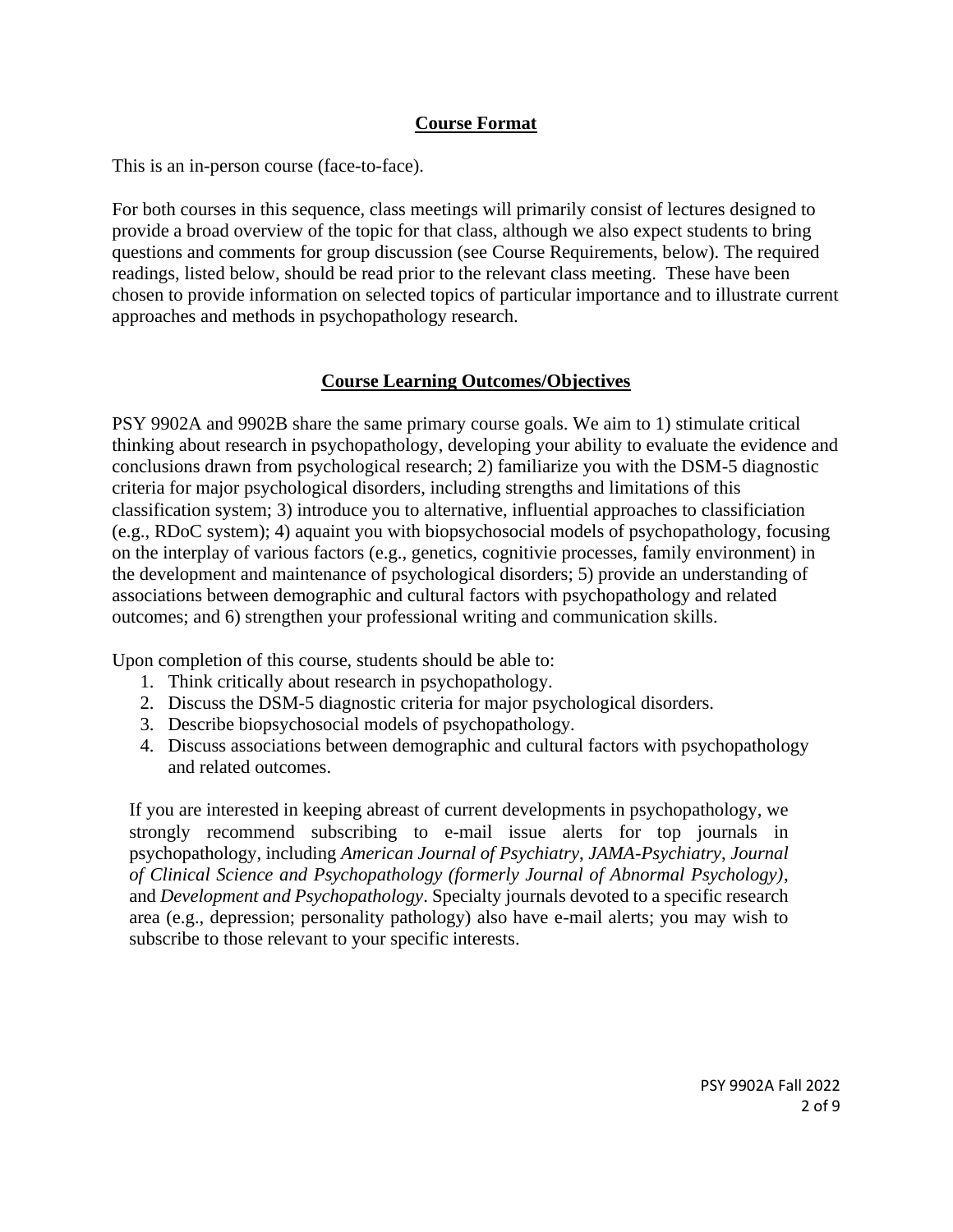## Course Format

This is an in-person course (face-to-face).

For both courses in this sequence, class meetings will primarily consist of lectures designed to provide a broad overview of the topic for that class, although we also expect students to bring questions and comments for group discussion (see Course Requirements, below). The required readings, listed below, should be read prior to the relevant class meeting. These have been chosen to provide information on selected topics of particular importance and to illustrate current approaches and methods in psychopathology research.

## Course Learning Outcomes/Objectives

PSY 9902A and 9902B share the same primary course goals. We aim to 1) stimulate critical thinking about research in psychopathology, developing your ability to evaluate the evidence and conclusions drawn from psychological research; 2) familiarize you with the DSM-5 diagnostic criteria for major psychological disorders, including strengths and limitations of this classification system; 3) introduce you to alternative, influential approaches to classificiation (e.g., RDoC system); 4) aquaint you with biopsychosocial models of psychopathology, focusing on the interplay of various factors (e.g., genetics, cognitivie processes, family environment) in the development and maintenance of psychological disorders; 5) provide an understanding of associations between demographic and cultural factors with psychopathology and related outcomes; and 6) strengthen your professional writing and communication skills.

Upon completion of this course, students should be able to:

1. Think critically about research in psychopathology.
2. Discuss the DSM-5 diagnostic criteria for major psychological disorders.
3. Describe biopsychosocial models of psychopathology.
4. Discuss associations between demographic and cultural factors with psychopathology and related outcomes.

If you are interested in keeping abreast of current developments in psychopathology, we strongly recommend subscribing to e-mail issue alerts for top journals in psychopathology, including *American Journal of Psychiatry*, *JAMA-Psychiatry*, *Journal of Clinical Science and Psychopathology (formerly Journal of Abnormal Psychology)*, and *Development and Psychopathology*. Specialty journals devoted to a specific research area (e.g., depression; personality pathology) also have e-mail alerts; you may wish to subscribe to those relevant to your specific interests.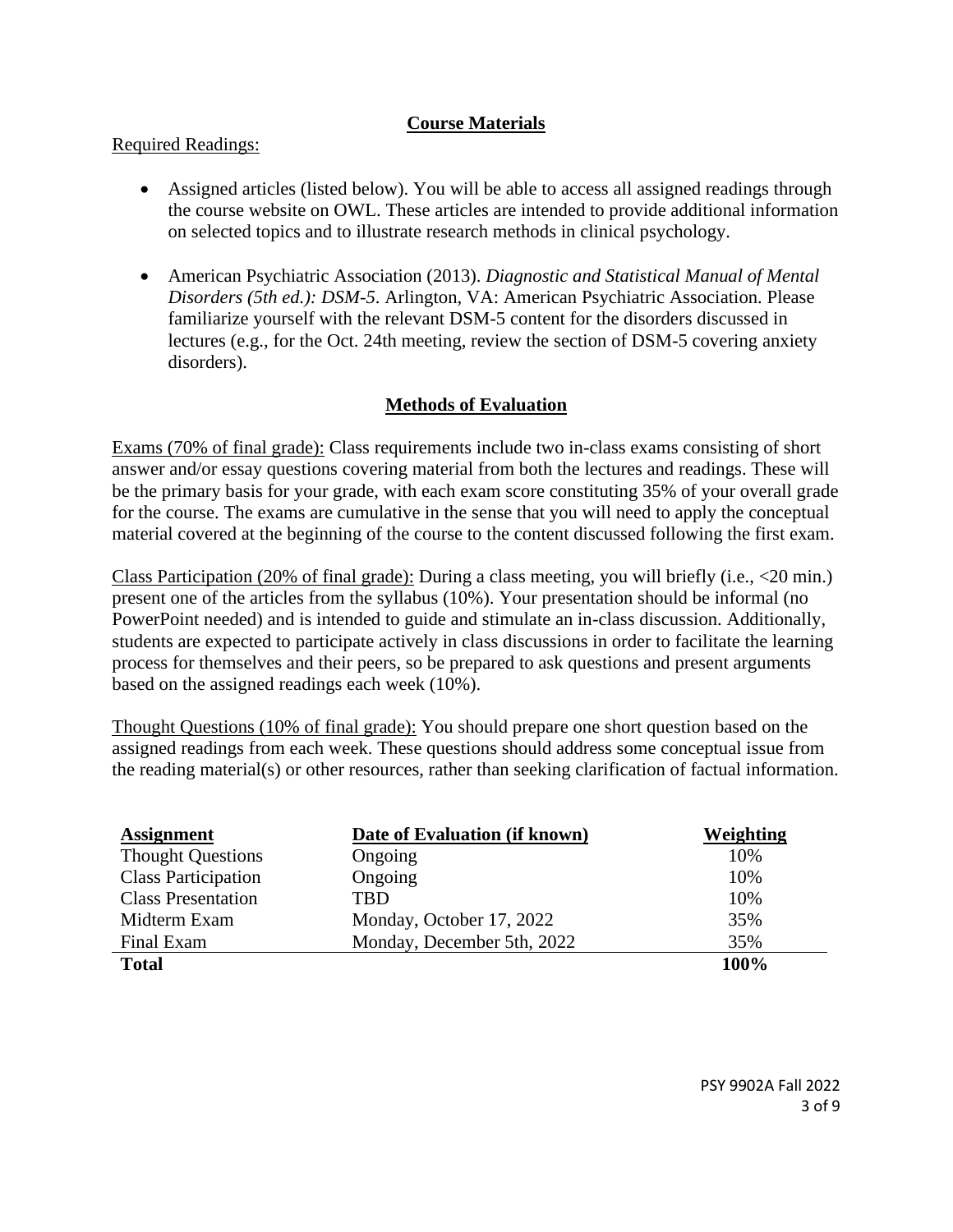## Course Materials

Required Readings:

- Assigned articles (listed below). You will be able to access all assigned readings through the course website on OWL. These articles are intended to provide additional information on selected topics and to illustrate research methods in clinical psychology.
- American Psychiatric Association (2013). *Diagnostic and Statistical Manual of Mental Disorders (5th ed.): DSM-5*. Arlington, VA: American Psychiatric Association. Please familiarize yourself with the relevant DSM-5 content for the disorders discussed in lectures (e.g., for the Oct. 24th meeting, review the section of DSM-5 covering anxiety disorders).

## Methods of Evaluation

Exams (70% of final grade): Class requirements include two in-class exams consisting of short answer and/or essay questions covering material from both the lectures and readings. These will be the primary basis for your grade, with each exam score constituting 35% of your overall grade for the course. The exams are cumulative in the sense that you will need to apply the conceptual material covered at the beginning of the course to the content discussed following the first exam.

Class Participation (20% of final grade): During a class meeting, you will briefly (i.e., <20 min.) present one of the articles from the syllabus (10%). Your presentation should be informal (no PowerPoint needed) and is intended to guide and stimulate an in-class discussion. Additionally, students are expected to participate actively in class discussions in order to facilitate the learning process for themselves and their peers, so be prepared to ask questions and present arguments based on the assigned readings each week (10%).

Thought Questions (10% of final grade): You should prepare one short question based on the assigned readings from each week. These questions should address some conceptual issue from the reading material(s) or other resources, rather than seeking clarification of factual information.

| Assignment | Date of Evaluation (if known) | Weighting |
|---|---|---|
| Thought Questions | Ongoing | 10% |
| Class Participation | Ongoing | 10% |
| Class Presentation | TBD | 10% |
| Midterm Exam | Monday, October 17, 2022 | 35% |
| Final Exam | Monday, December 5th, 2022 | 35% |
| **Total** | | **100%** |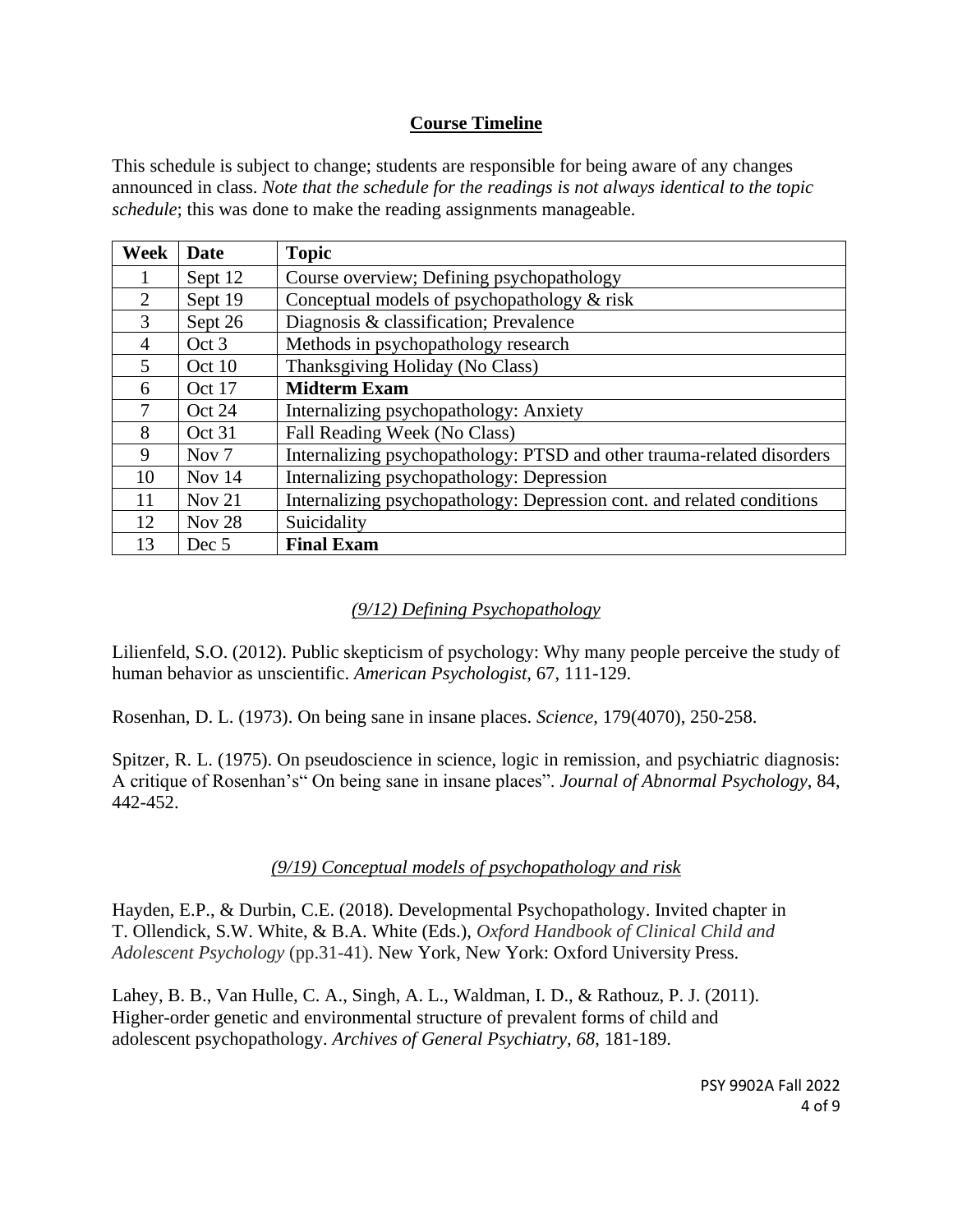## Course Timeline

This schedule is subject to change; students are responsible for being aware of any changes announced in class. *Note that the schedule for the readings is not always identical to the topic schedule*; this was done to make the reading assignments manageable.

| Week | Date | Topic |
|---|---|---|
| 1 | Sept 12 | Course overview; Defining psychopathology |
| 2 | Sept 19 | Conceptual models of psychopathology & risk |
| 3 | Sept 26 | Diagnosis & classification; Prevalence |
| 4 | Oct 3 | Methods in psychopathology research |
| 5 | Oct 10 | Thanksgiving Holiday (No Class) |
| 6 | Oct 17 | **Midterm Exam** |
| 7 | Oct 24 | Internalizing psychopathology: Anxiety |
| 8 | Oct 31 | Fall Reading Week (No Class) |
| 9 | Nov 7 | Internalizing psychopathology: PTSD and other trauma-related disorders |
| 10 | Nov 14 | Internalizing psychopathology: Depression |
| 11 | Nov 21 | Internalizing psychopathology: Depression cont. and related conditions |
| 12 | Nov 28 | Suicidality |
| 13 | Dec 5 | **Final Exam** |

### *(9/12) Defining Psychopathology*

Lilienfeld, S.O. (2012). Public skepticism of psychology: Why many people perceive the study of human behavior as unscientific. *American Psychologist*, 67, 111-129.

Rosenhan, D. L. (1973). On being sane in insane places. *Science*, 179(4070), 250-258.

Spitzer, R. L. (1975). On pseudoscience in science, logic in remission, and psychiatric diagnosis: A critique of Rosenhan's" On being sane in insane places". *Journal of Abnormal Psychology*, 84, 442-452.

### *(9/19) Conceptual models of psychopathology and risk*

Hayden, E.P., & Durbin, C.E. (2018). Developmental Psychopathology. Invited chapter in T. Ollendick, S.W. White, & B.A. White (Eds.), *Oxford Handbook of Clinical Child and Adolescent Psychology* (pp.31-41). New York, New York: Oxford University Press.

Lahey, B. B., Van Hulle, C. A., Singh, A. L., Waldman, I. D., & Rathouz, P. J. (2011). Higher-order genetic and environmental structure of prevalent forms of child and adolescent psychopathology. *Archives of General Psychiatry*, *68*, 181-189.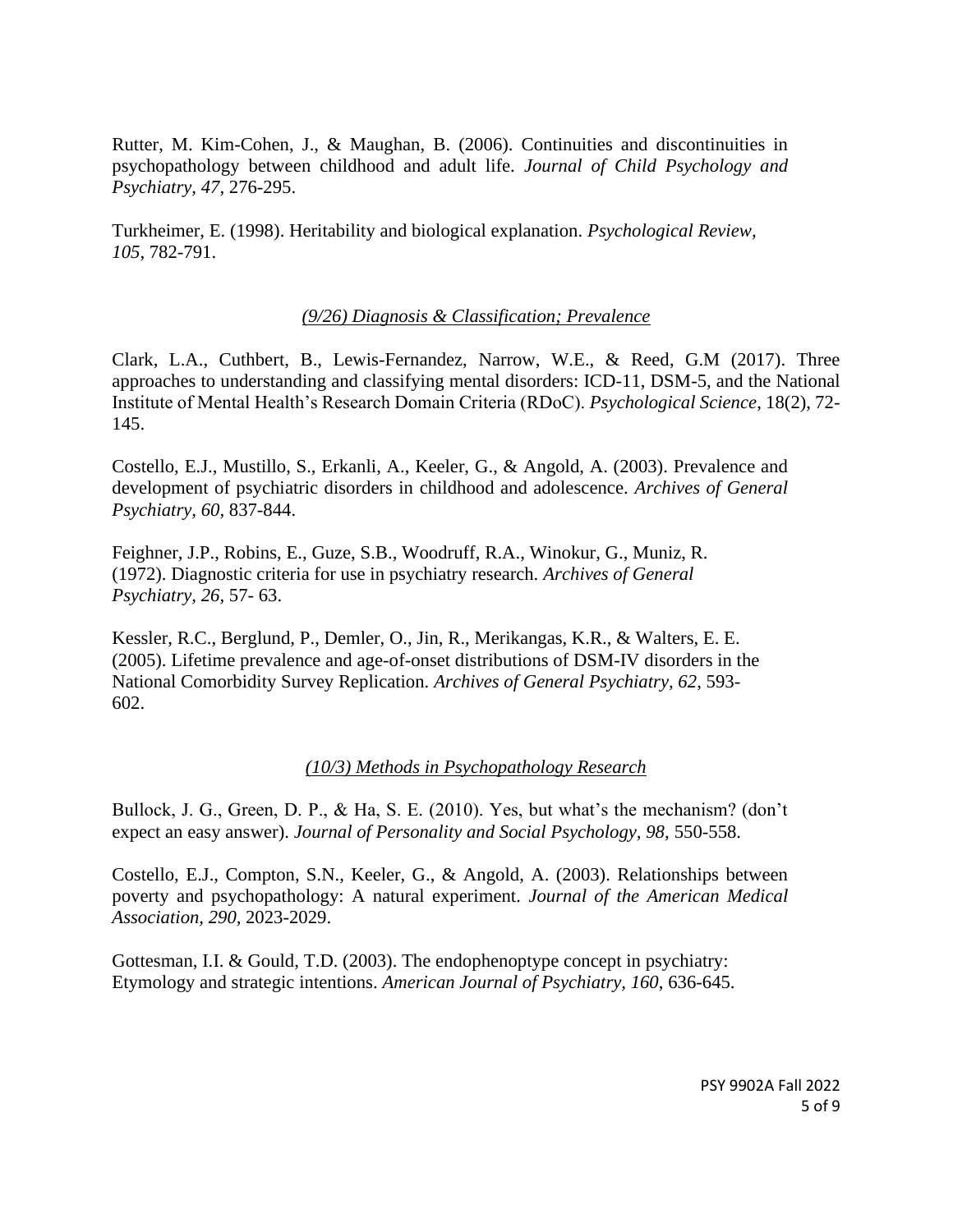Rutter, M. Kim-Cohen, J., & Maughan, B. (2006). Continuities and discontinuities in psychopathology between childhood and adult life. *Journal of Child Psychology and Psychiatry*, *47*, 276-295.

Turkheimer, E. (1998). Heritability and biological explanation. *Psychological Review, 105*, 782-791.

*(9/26) Diagnosis & Classification; Prevalence*

Clark, L.A., Cuthbert, B., Lewis-Fernandez, Narrow, W.E., & Reed, G.M (2017). Three approaches to understanding and classifying mental disorders: ICD-11, DSM-5, and the National Institute of Mental Health's Research Domain Criteria (RDoC). *Psychological Science*, 18(2), 72-145.

Costello, E.J., Mustillo, S., Erkanli, A., Keeler, G., & Angold, A. (2003). Prevalence and development of psychiatric disorders in childhood and adolescence. *Archives of General Psychiatry*, *60*, 837-844.

Feighner, J.P., Robins, E., Guze, S.B., Woodruff, R.A., Winokur, G., Muniz, R. (1972). Diagnostic criteria for use in psychiatry research. *Archives of General Psychiatry, 26,* 57- 63.

Kessler, R.C., Berglund, P., Demler, O., Jin, R., Merikangas, K.R., & Walters, E. E. (2005). Lifetime prevalence and age-of-onset distributions of DSM-IV disorders in the National Comorbidity Survey Replication. *Archives of General Psychiatry, 62*, 593-602.

*(10/3) Methods in Psychopathology Research*

Bullock, J. G., Green, D. P., & Ha, S. E. (2010). Yes, but what's the mechanism? (don't expect an easy answer). *Journal of Personality and Social Psychology*, *98,* 550-558.

Costello, E.J., Compton, S.N., Keeler, G., & Angold, A. (2003). Relationships between poverty and psychopathology: A natural experiment. *Journal of the American Medical Association, 290,* 2023-2029.

Gottesman, I.I. & Gould, T.D. (2003). The endophenoptype concept in psychiatry: Etymology and strategic intentions. *American Journal of Psychiatry, 160*, 636-645.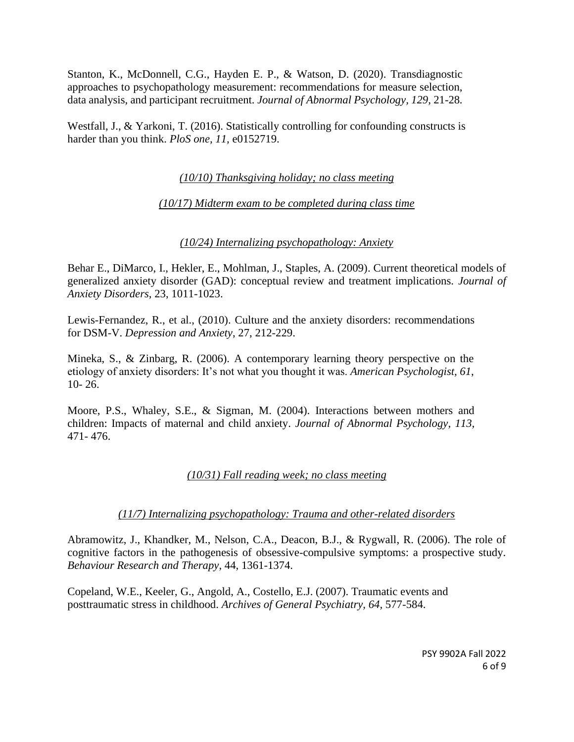Stanton, K., McDonnell, C.G., Hayden E. P., & Watson, D. (2020). Transdiagnostic approaches to psychopathology measurement: recommendations for measure selection, data analysis, and participant recruitment. *Journal of Abnormal Psychology, 129*, 21-28.

Westfall, J., & Yarkoni, T. (2016). Statistically controlling for confounding constructs is harder than you think. *PloS one, 11,* e0152719.

<u>*(10/10) Thanksgiving holiday; no class meeting*</u>

<u>*(10/17) Midterm exam to be completed during class time*</u>

<u>*(10/24) Internalizing psychopathology: Anxiety*</u>

Behar E., DiMarco, I., Hekler, E., Mohlman, J., Staples, A. (2009). Current theoretical models of generalized anxiety disorder (GAD): conceptual review and treatment implications. *Journal of Anxiety Disorders*, 23, 1011-1023.

Lewis-Fernandez, R., et al., (2010). Culture and the anxiety disorders: recommendations for DSM-V. *Depression and Anxiety*, 27, 212-229.

Mineka, S., & Zinbarg, R. (2006). A contemporary learning theory perspective on the etiology of anxiety disorders: It's not what you thought it was. *American Psychologist, 61*, 10- 26.

Moore, P.S., Whaley, S.E., & Sigman, M. (2004). Interactions between mothers and children: Impacts of maternal and child anxiety. *Journal of Abnormal Psychology, 113*, 471- 476.

<u>*(10/31) Fall reading week; no class meeting*</u>

<u>*(11/7) Internalizing psychopathology: Trauma and other-related disorders*</u>

Abramowitz, J., Khandker, M., Nelson, C.A., Deacon, B.J., & Rygwall, R. (2006). The role of cognitive factors in the pathogenesis of obsessive-compulsive symptoms: a prospective study. *Behaviour Research and Therapy*, 44, 1361-1374.

Copeland, W.E., Keeler, G., Angold, A., Costello, E.J. (2007). Traumatic events and posttraumatic stress in childhood. *Archives of General Psychiatry, 64,* 577-584.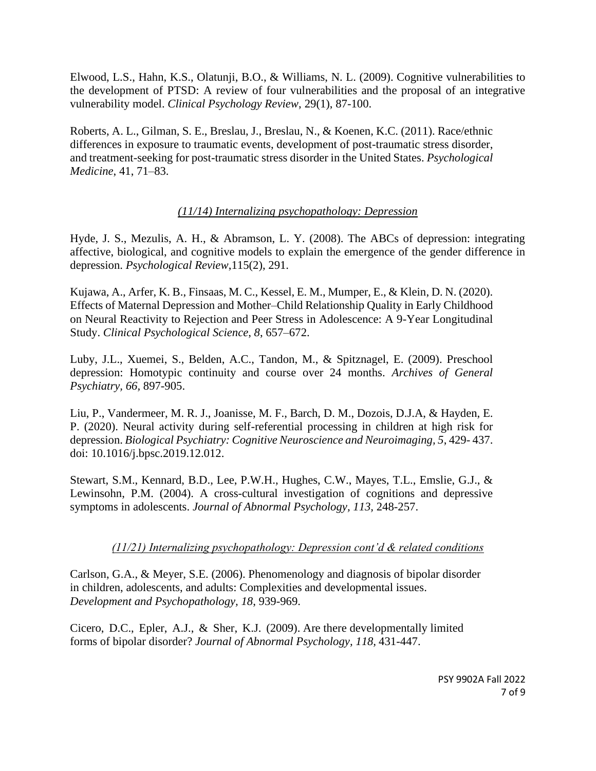Elwood, L.S., Hahn, K.S., Olatunji, B.O., & Williams, N. L. (2009). Cognitive vulnerabilities to the development of PTSD: A review of four vulnerabilities and the proposal of an integrative vulnerability model. *Clinical Psychology Review*, 29(1), 87-100.

Roberts, A. L., Gilman, S. E., Breslau, J., Breslau, N., & Koenen, K.C. (2011). Race/ethnic differences in exposure to traumatic events, development of post-traumatic stress disorder, and treatment-seeking for post-traumatic stress disorder in the United States. *Psychological Medicine*, 41, 71–83.

*(11/14) Internalizing psychopathology: Depression*

Hyde, J. S., Mezulis, A. H., & Abramson, L. Y. (2008). The ABCs of depression: integrating affective, biological, and cognitive models to explain the emergence of the gender difference in depression. *Psychological Review*,115(2), 291.

Kujawa, A., Arfer, K. B., Finsaas, M. C., Kessel, E. M., Mumper, E., & Klein, D. N. (2020). Effects of Maternal Depression and Mother–Child Relationship Quality in Early Childhood on Neural Reactivity to Rejection and Peer Stress in Adolescence: A 9-Year Longitudinal Study. *Clinical Psychological Science*, *8*, 657–672.

Luby, J.L., Xuemei, S., Belden, A.C., Tandon, M., & Spitznagel, E. (2009). Preschool depression: Homotypic continuity and course over 24 months. *Archives of General Psychiatry, 66,* 897-905.

Liu, P., Vandermeer, M. R. J., Joanisse, M. F., Barch, D. M., Dozois, D.J.A, & Hayden, E. P. (2020). Neural activity during self-referential processing in children at high risk for depression. *Biological Psychiatry: Cognitive Neuroscience and Neuroimaging, 5*, 429- 437. doi: 10.1016/j.bpsc.2019.12.012.

Stewart, S.M., Kennard, B.D., Lee, P.W.H., Hughes, C.W., Mayes, T.L., Emslie, G.J., & Lewinsohn, P.M. (2004). A cross-cultural investigation of cognitions and depressive symptoms in adolescents. *Journal of Abnormal Psychology, 113,* 248-257.

*(11/21) Internalizing psychopathology: Depression cont'd & related conditions*

Carlson, G.A., & Meyer, S.E. (2006). Phenomenology and diagnosis of bipolar disorder in children, adolescents, and adults: Complexities and developmental issues. *Development and Psychopathology, 18*, 939-969.

Cicero, D.C., Epler, A.J., & Sher, K.J. (2009). Are there developmentally limited forms of bipolar disorder? *Journal of Abnormal Psychology, 118*, 431-447.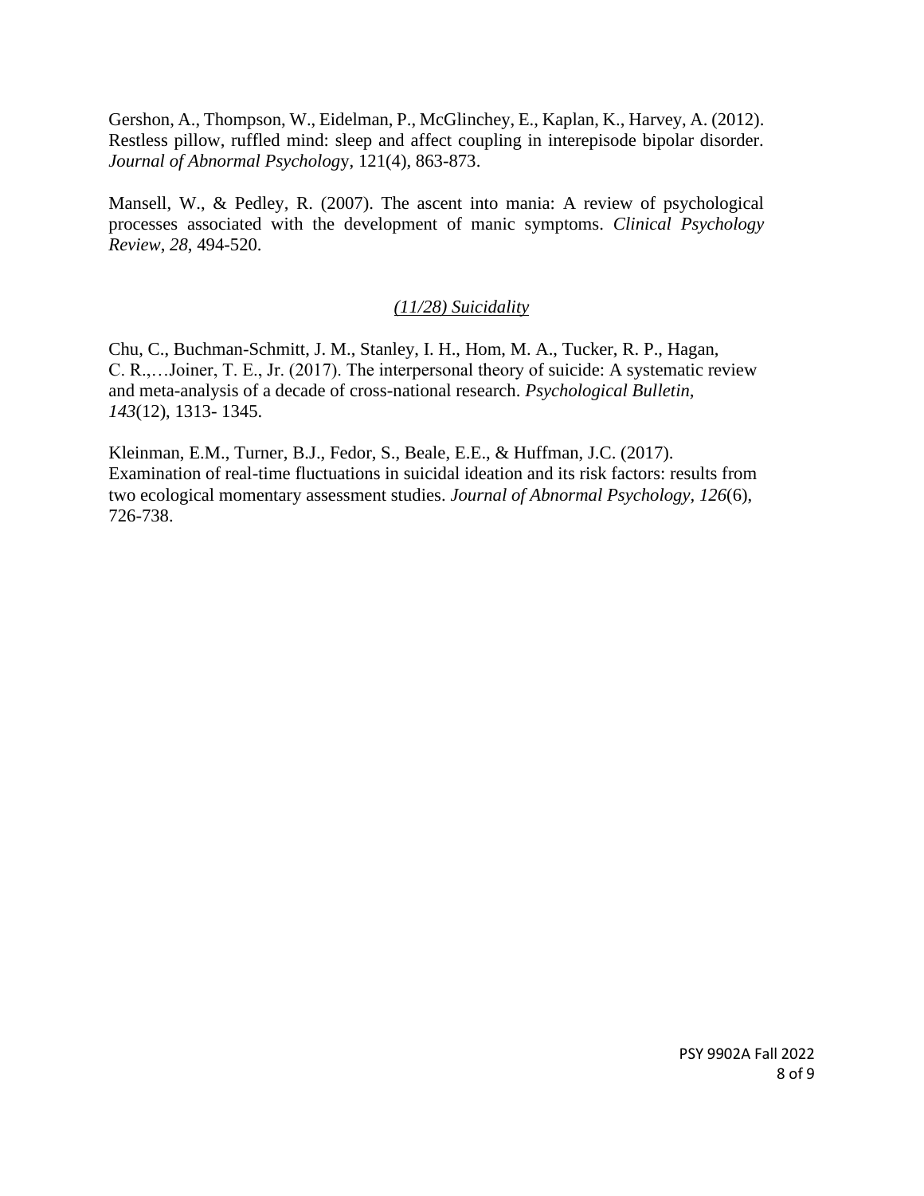Gershon, A., Thompson, W., Eidelman, P., McGlinchey, E., Kaplan, K., Harvey, A. (2012). Restless pillow, ruffled mind: sleep and affect coupling in interepisode bipolar disorder. *Journal of Abnormal Psychology*, 121(4), 863-873.

Mansell, W., & Pedley, R. (2007). The ascent into mania: A review of psychological processes associated with the development of manic symptoms. *Clinical Psychology Review*, *28*, 494-520.

<u>*(11/28) Suicidality*</u>

Chu, C., Buchman-Schmitt, J. M., Stanley, I. H., Hom, M. A., Tucker, R. P., Hagan, C. R.,…Joiner, T. E., Jr. (2017). The interpersonal theory of suicide: A systematic review and meta-analysis of a decade of cross-national research. *Psychological Bulletin, 143*(12), 1313- 1345.

Kleinman, E.M., Turner, B.J., Fedor, S., Beale, E.E., & Huffman, J.C. (2017). Examination of real-time fluctuations in suicidal ideation and its risk factors: results from two ecological momentary assessment studies. *Journal of Abnormal Psychology, 126*(6), 726-738.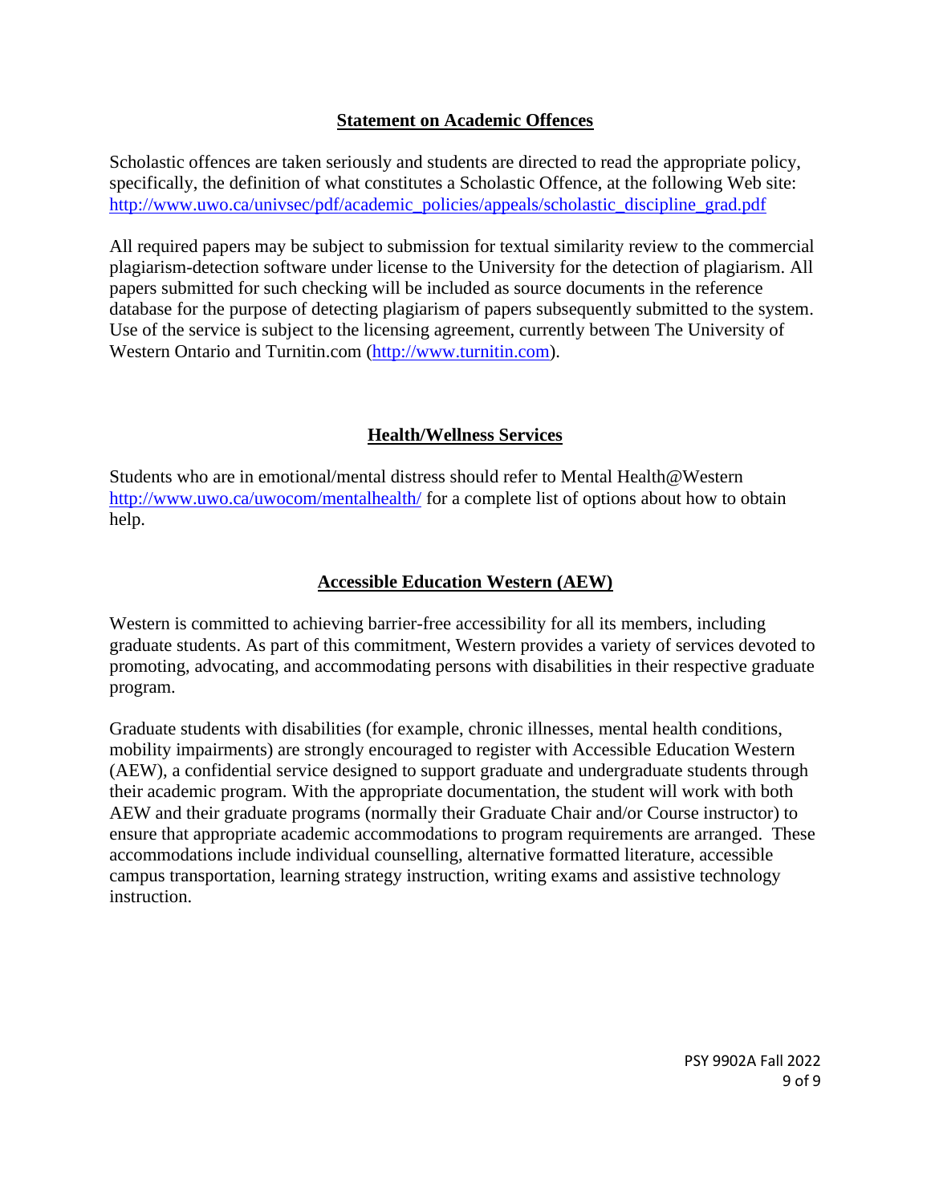## Statement on Academic Offences

Scholastic offences are taken seriously and students are directed to read the appropriate policy, specifically, the definition of what constitutes a Scholastic Offence, at the following Web site: http://www.uwo.ca/univsec/pdf/academic_policies/appeals/scholastic_discipline_grad.pdf

All required papers may be subject to submission for textual similarity review to the commercial plagiarism-detection software under license to the University for the detection of plagiarism. All papers submitted for such checking will be included as source documents in the reference database for the purpose of detecting plagiarism of papers subsequently submitted to the system. Use of the service is subject to the licensing agreement, currently between The University of Western Ontario and Turnitin.com (http://www.turnitin.com).

## Health/Wellness Services

Students who are in emotional/mental distress should refer to Mental Health@Western http://www.uwo.ca/uwocom/mentalhealth/ for a complete list of options about how to obtain help.

## Accessible Education Western (AEW)

Western is committed to achieving barrier-free accessibility for all its members, including graduate students. As part of this commitment, Western provides a variety of services devoted to promoting, advocating, and accommodating persons with disabilities in their respective graduate program.

Graduate students with disabilities (for example, chronic illnesses, mental health conditions, mobility impairments) are strongly encouraged to register with Accessible Education Western (AEW), a confidential service designed to support graduate and undergraduate students through their academic program. With the appropriate documentation, the student will work with both AEW and their graduate programs (normally their Graduate Chair and/or Course instructor) to ensure that appropriate academic accommodations to program requirements are arranged. These accommodations include individual counselling, alternative formatted literature, accessible campus transportation, learning strategy instruction, writing exams and assistive technology instruction.